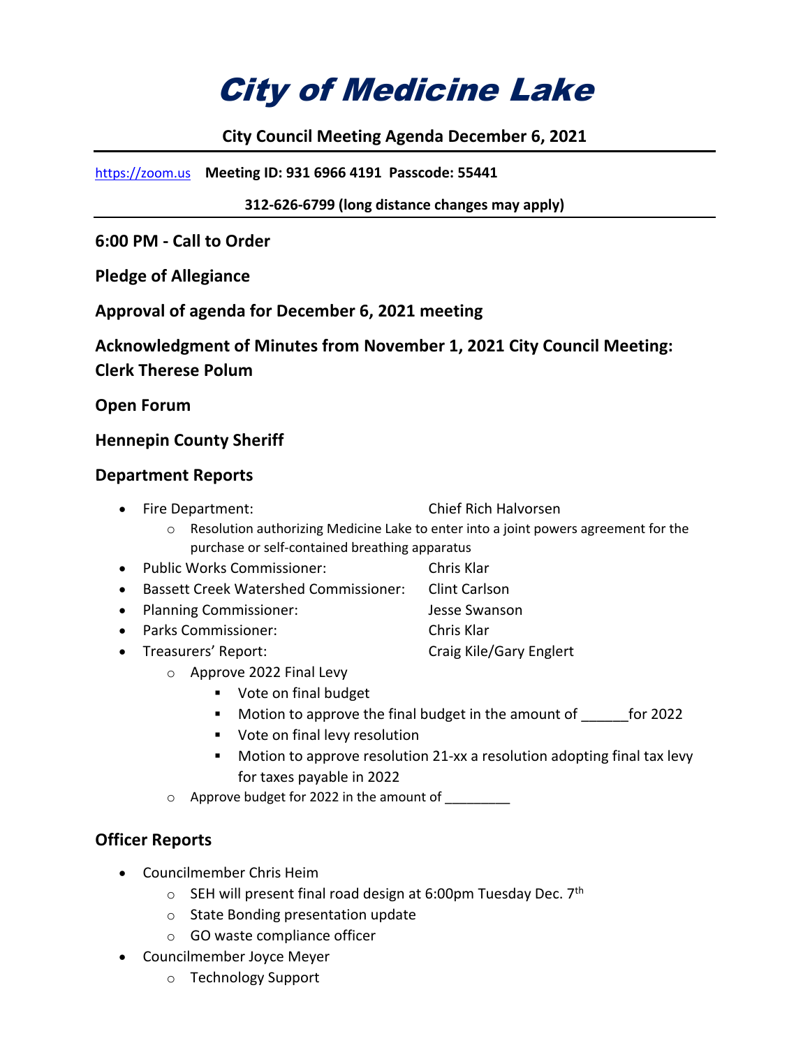# City of Medicine Lake

**City Council Meeting Agenda December 6, 2021**

https://zoom.us **Meeting ID: 931 6966 4191 Passcode: 55441**

**312-626-6799 (long distance changes may apply)**

**6:00 PM - Call to Order**

**Pledge of Allegiance**

**Approval of agenda for December 6, 2021 meeting**

**Acknowledgment of Minutes from November 1, 2021 City Council Meeting: Clerk Therese Polum**

**Open Forum**

**Hennepin County Sheriff**

**Department Reports**

- Fire Department: Chief Rich Halvorsen
  - Resolution authorizing Medicine Lake to enter into a joint powers agreement for the purchase or self-contained breathing apparatus
- Public Works Commissioner: Chris Klar
- Bassett Creek Watershed Commissioner: Clint Carlson
- Planning Commissioner: Jesse Swanson
- Parks Commissioner: Chris Klar
- Treasurers' Report: Craig Kile/Gary Englert
  - Approve 2022 Final Levy
    - Vote on final budget
    - Motion to approve the final budget in the amount of ______for 2022
    - Vote on final levy resolution
    - Motion to approve resolution 21-xx a resolution adopting final tax levy for taxes payable in 2022
  - Approve budget for 2022 in the amount of _________

**Officer Reports**

- Councilmember Chris Heim
  - SEH will present final road design at 6:00pm Tuesday Dec. 7th
  - State Bonding presentation update
  - GO waste compliance officer
- Councilmember Joyce Meyer
  - Technology Support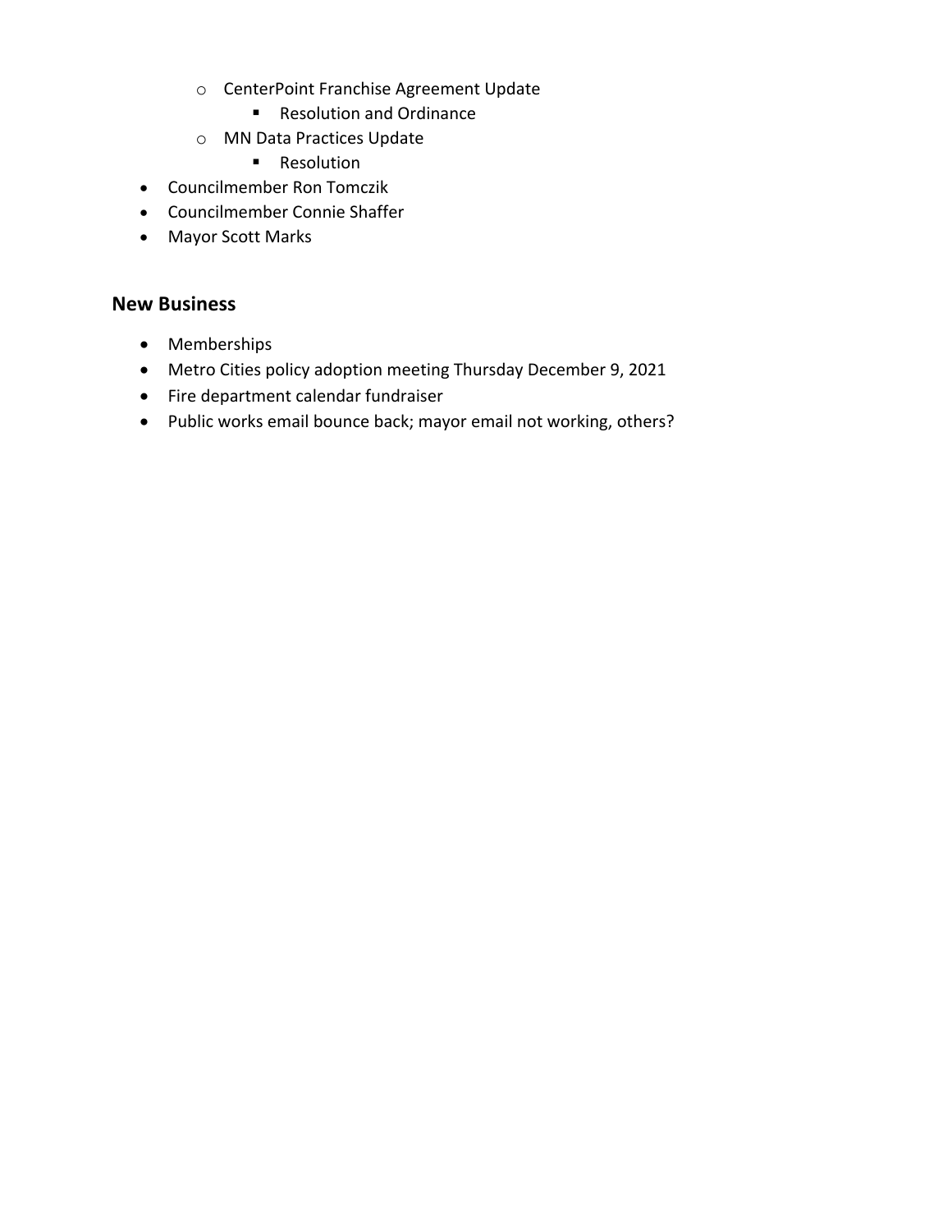- CenterPoint Franchise Agreement Update
        - Resolution and Ordinance
    - MN Data Practices Update
        - Resolution
- Councilmember Ron Tomczik
- Councilmember Connie Shaffer
- Mayor Scott Marks

## New Business

- Memberships
- Metro Cities policy adoption meeting Thursday December 9, 2021
- Fire department calendar fundraiser
- Public works email bounce back; mayor email not working, others?